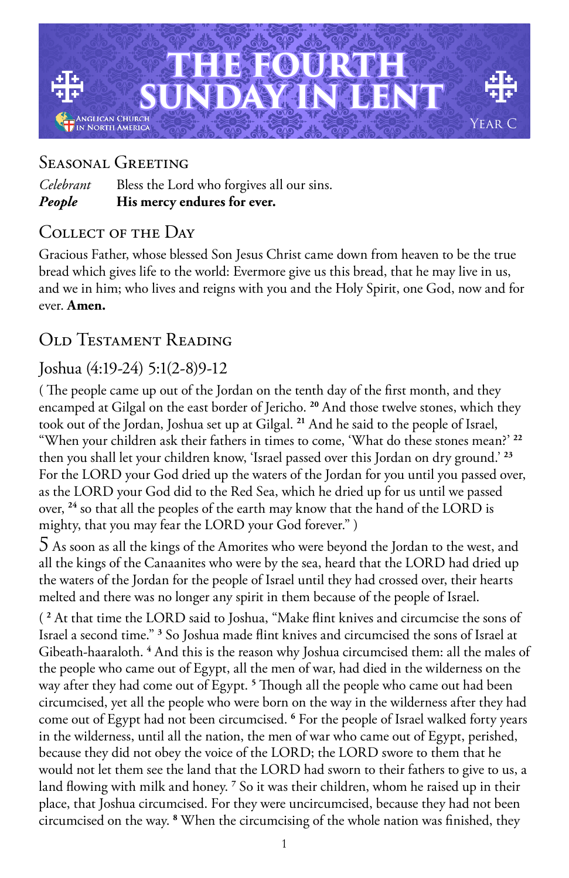# THE FOURTH SUNDAY IN LENT

Anglican Church in North America

Year C

## Seasonal Greeting

*Celebrant* Bless the Lord who forgives all our sins.
***People*** **His mercy endures for ever.**

## Collect of the Day

Gracious Father, whose blessed Son Jesus Christ came down from heaven to be the true bread which gives life to the world: Evermore give us this bread, that he may live in us, and we in him; who lives and reigns with you and the Holy Spirit, one God, now and for ever. **Amen.**

## Old Testament Reading

### Joshua (4:19-24) 5:1(2-8)9-12

( The people came up out of the Jordan on the tenth day of the first month, and they encamped at Gilgal on the east border of Jericho. [20] And those twelve stones, which they took out of the Jordan, Joshua set up at Gilgal. [21] And he said to the people of Israel, "When your children ask their fathers in times to come, 'What do these stones mean?' [22] then you shall let your children know, 'Israel passed over this Jordan on dry ground.' [23] For the LORD your God dried up the waters of the Jordan for you until you passed over, as the LORD your God did to the Red Sea, which he dried up for us until we passed over, [24] so that all the peoples of the earth may know that the hand of the LORD is mighty, that you may fear the LORD your God forever." )

5 As soon as all the kings of the Amorites who were beyond the Jordan to the west, and all the kings of the Canaanites who were by the sea, heard that the LORD had dried up the waters of the Jordan for the people of Israel until they had crossed over, their hearts melted and there was no longer any spirit in them because of the people of Israel.

( [2] At that time the LORD said to Joshua, "Make flint knives and circumcise the sons of Israel a second time." [3] So Joshua made flint knives and circumcised the sons of Israel at Gibeath-haaraloth. [4] And this is the reason why Joshua circumcised them: all the males of the people who came out of Egypt, all the men of war, had died in the wilderness on the way after they had come out of Egypt. [5] Though all the people who came out had been circumcised, yet all the people who were born on the way in the wilderness after they had come out of Egypt had not been circumcised. [6] For the people of Israel walked forty years in the wilderness, until all the nation, the men of war who came out of Egypt, perished, because they did not obey the voice of the LORD; the LORD swore to them that he would not let them see the land that the LORD had sworn to their fathers to give to us, a land flowing with milk and honey. [7] So it was their children, whom he raised up in their place, that Joshua circumcised. For they were uncircumcised, because they had not been circumcised on the way. [8] When the circumcising of the whole nation was finished, they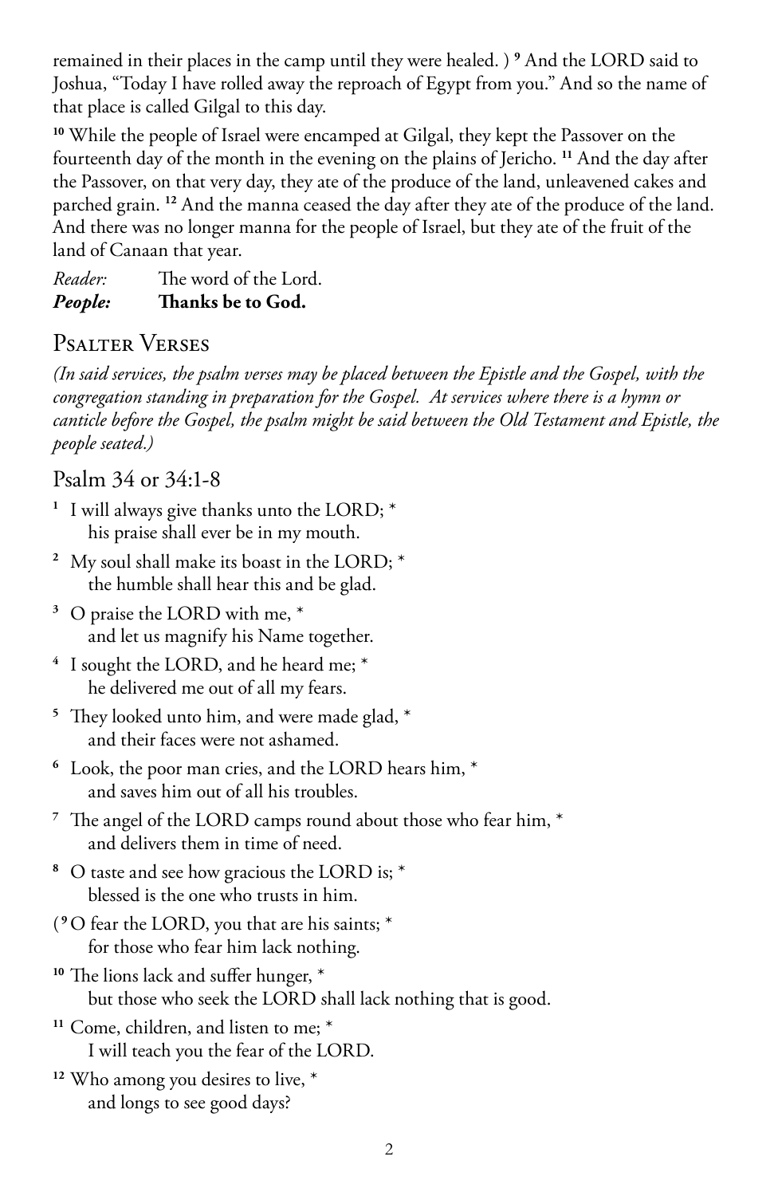remained in their places in the camp until they were healed. ) [9] And the LORD said to Joshua, "Today I have rolled away the reproach of Egypt from you." And so the name of that place is called Gilgal to this day.

[10] While the people of Israel were encamped at Gilgal, they kept the Passover on the fourteenth day of the month in the evening on the plains of Jericho. [11] And the day after the Passover, on that very day, they ate of the produce of the land, unleavened cakes and parched grain. [12] And the manna ceased the day after they ate of the produce of the land. And there was no longer manna for the people of Israel, but they ate of the fruit of the land of Canaan that year.

*Reader:* The word of the Lord.
***People:*** **Thanks be to God.**

## Psalter Verses

*(In said services, the psalm verses may be placed between the Epistle and the Gospel, with the congregation standing in preparation for the Gospel. At services where there is a hymn or canticle before the Gospel, the psalm might be said between the Old Testament and Epistle, the people seated.)*

### Psalm 34 or 34:1-8

[1] I will always give thanks unto the LORD; *
his praise shall ever be in my mouth.

[2] My soul shall make its boast in the LORD; *
the humble shall hear this and be glad.

[3] O praise the LORD with me, *
and let us magnify his Name together.

[4] I sought the LORD, and he heard me; *
he delivered me out of all my fears.

[5] They looked unto him, and were made glad, *
and their faces were not ashamed.

[6] Look, the poor man cries, and the LORD hears him, *
and saves him out of all his troubles.

[7] The angel of the LORD camps round about those who fear him, *
and delivers them in time of need.

[8] O taste and see how gracious the LORD is; *
blessed is the one who trusts in him.

([9] O fear the LORD, you that are his saints; *
for those who fear him lack nothing.

[10] The lions lack and suffer hunger, *
but those who seek the LORD shall lack nothing that is good.

[11] Come, children, and listen to me; *
I will teach you the fear of the LORD.

[12] Who among you desires to live, *
and longs to see good days?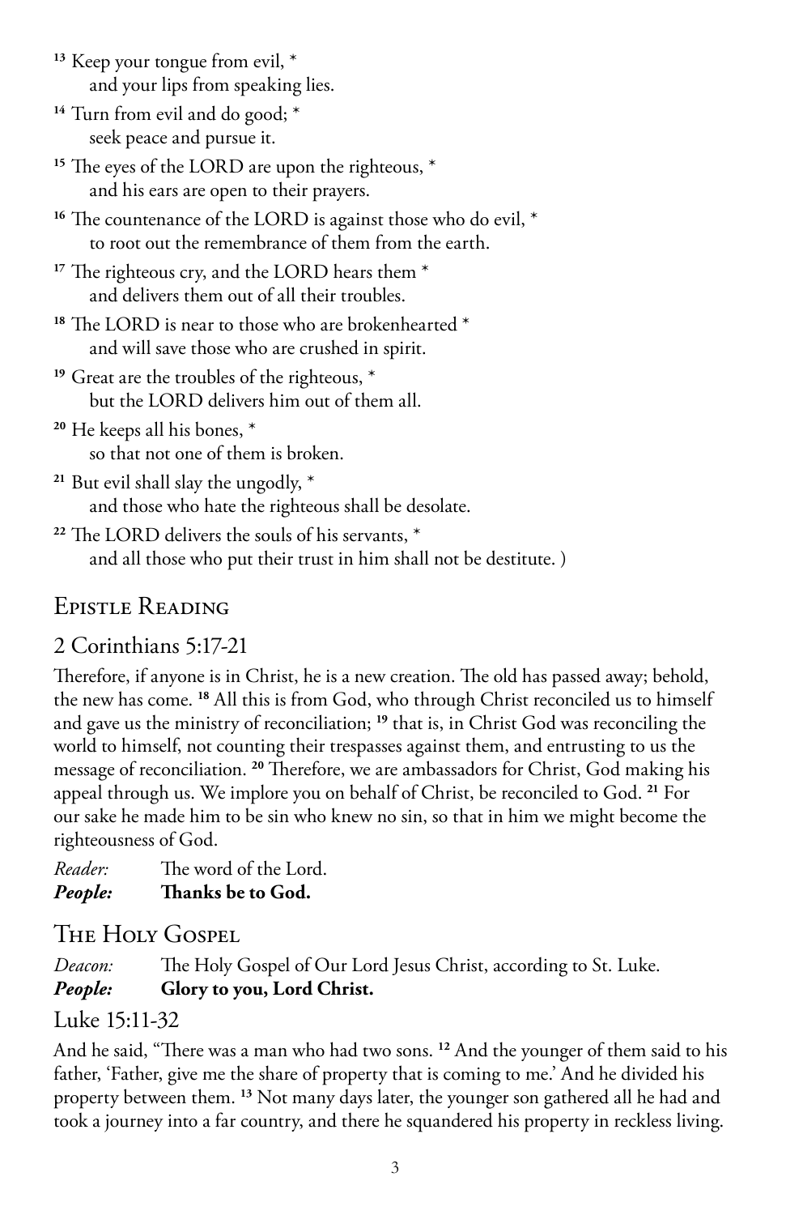[13] Keep your tongue from evil, *
  and your lips from speaking lies.

[14] Turn from evil and do good; *
  seek peace and pursue it.

[15] The eyes of the LORD are upon the righteous, *
  and his ears are open to their prayers.

[16] The countenance of the LORD is against those who do evil, *
  to root out the remembrance of them from the earth.

[17] The righteous cry, and the LORD hears them *
  and delivers them out of all their troubles.

[18] The LORD is near to those who are brokenhearted *
  and will save those who are crushed in spirit.

[19] Great are the troubles of the righteous, *
  but the LORD delivers him out of them all.

[20] He keeps all his bones, *
  so that not one of them is broken.

[21] But evil shall slay the ungodly, *
  and those who hate the righteous shall be desolate.

[22] The LORD delivers the souls of his servants, *
  and all those who put their trust in him shall not be destitute. )

## Epistle Reading

### 2 Corinthians 5:17-21

Therefore, if anyone is in Christ, he is a new creation. The old has passed away; behold, the new has come. [18] All this is from God, who through Christ reconciled us to himself and gave us the ministry of reconciliation; [19] that is, in Christ God was reconciling the world to himself, not counting their trespasses against them, and entrusting to us the message of reconciliation. [20] Therefore, we are ambassadors for Christ, God making his appeal through us. We implore you on behalf of Christ, be reconciled to God. [21] For our sake he made him to be sin who knew no sin, so that in him we might become the righteousness of God.

*Reader:* The word of the Lord.
***People:*** **Thanks be to God.**

## The Holy Gospel

*Deacon:* The Holy Gospel of Our Lord Jesus Christ, according to St. Luke.
***People:*** **Glory to you, Lord Christ.**

### Luke 15:11-32

And he said, "There was a man who had two sons. [12] And the younger of them said to his father, 'Father, give me the share of property that is coming to me.' And he divided his property between them. [13] Not many days later, the younger son gathered all he had and took a journey into a far country, and there he squandered his property in reckless living.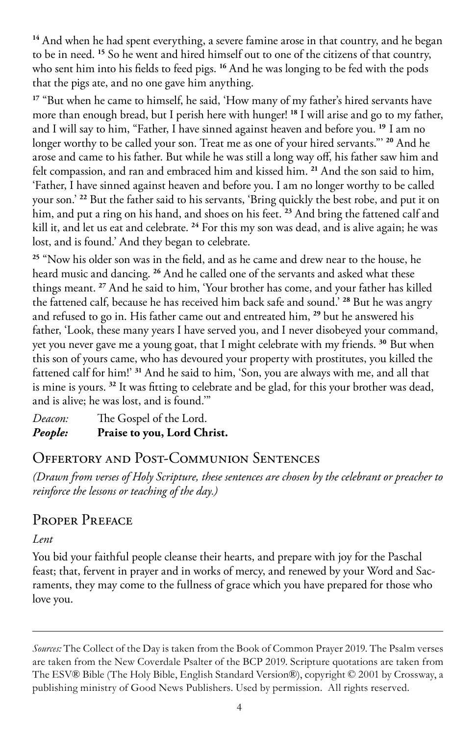[14] And when he had spent everything, a severe famine arose in that country, and he began to be in need. [15] So he went and hired himself out to one of the citizens of that country, who sent him into his fields to feed pigs. [16] And he was longing to be fed with the pods that the pigs ate, and no one gave him anything.

[17] "But when he came to himself, he said, 'How many of my father's hired servants have more than enough bread, but I perish here with hunger! [18] I will arise and go to my father, and I will say to him, "Father, I have sinned against heaven and before you. [19] I am no longer worthy to be called your son. Treat me as one of your hired servants."' [20] And he arose and came to his father. But while he was still a long way off, his father saw him and felt compassion, and ran and embraced him and kissed him. [21] And the son said to him, 'Father, I have sinned against heaven and before you. I am no longer worthy to be called your son.' [22] But the father said to his servants, 'Bring quickly the best robe, and put it on him, and put a ring on his hand, and shoes on his feet. [23] And bring the fattened calf and kill it, and let us eat and celebrate. [24] For this my son was dead, and is alive again; he was lost, and is found.' And they began to celebrate.

[25] "Now his older son was in the field, and as he came and drew near to the house, he heard music and dancing. [26] And he called one of the servants and asked what these things meant. [27] And he said to him, 'Your brother has come, and your father has killed the fattened calf, because he has received him back safe and sound.' [28] But he was angry and refused to go in. His father came out and entreated him, [29] but he answered his father, 'Look, these many years I have served you, and I never disobeyed your command, yet you never gave me a young goat, that I might celebrate with my friends. [30] But when this son of yours came, who has devoured your property with prostitutes, you killed the fattened calf for him!' [31] And he said to him, 'Son, you are always with me, and all that is mine is yours. [32] It was fitting to celebrate and be glad, for this your brother was dead, and is alive; he was lost, and is found.'"

*Deacon:* The Gospel of the Lord.
***People:*** **Praise to you, Lord Christ.**

## Offertory and Post-Communion Sentences

*(Drawn from verses of Holy Scripture, these sentences are chosen by the celebrant or preacher to reinforce the lessons or teaching of the day.)*

## Proper Preface

*Lent*

You bid your faithful people cleanse their hearts, and prepare with joy for the Paschal feast; that, fervent in prayer and in works of mercy, and renewed by your Word and Sacraments, they may come to the fullness of grace which you have prepared for those who love you.

---

*Sources:* The Collect of the Day is taken from the Book of Common Prayer 2019. The Psalm verses are taken from the New Coverdale Psalter of the BCP 2019. Scripture quotations are taken from The ESV® Bible (The Holy Bible, English Standard Version®), copyright © 2001 by Crossway, a publishing ministry of Good News Publishers. Used by permission. All rights reserved.